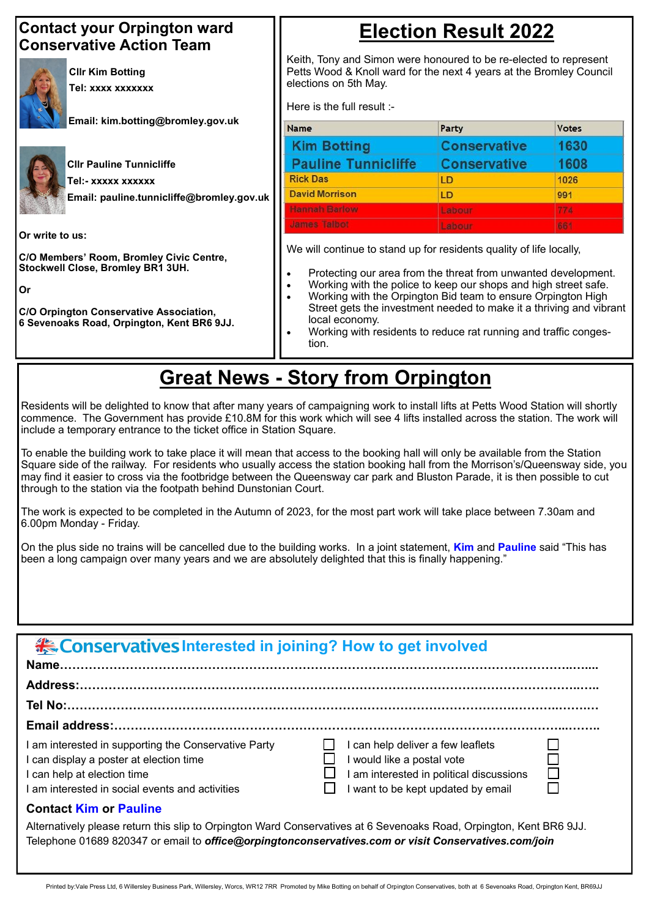## Contact your Orpington ward Conservative Action Team

**Cllr Kim Botting**
**Tel: xxxx xxxxxxx**

**Email: kim.botting@bromley.gov.uk**

**Cllr Pauline Tunnicliffe**
**Tel:- xxxxx xxxxxx**
**Email: pauline.tunnicliffe@bromley.gov.uk**

**Or write to us:**

**C/O Members' Room, Bromley Civic Centre, Stockwell Close, Bromley BR1 3UH.**

**Or**

**C/O Orpington Conservative Association, 6 Sevenoaks Road, Orpington, Kent BR6 9JJ.**

# Election Result 2022

Keith, Tony and Simon were honoured to be re-elected to represent Petts Wood & Knoll ward for the next 4 years at the Bromley Council elections on 5th May.

Here is the full result :-

| Name | Party | Votes |
|---|---|---|
| Kim Botting | Conservative | 1630 |
| Pauline Tunnicliffe | Conservative | 1608 |
| Rick Das | LD | 1026 |
| David Morrison | LD | 991 |
| Hannah Barlow | Labour | 774 |
| James Talbot | Labour | 661 |

We will continue to stand up for residents quality of life locally,

- Protecting our area from the threat from unwanted development.
- Working with the police to keep our shops and high street safe.
- Working with the Orpington Bid team to ensure Orpington High Street gets the investment needed to make it a thriving and vibrant local economy.
- Working with residents to reduce rat running and traffic congestion.

# Great News - Story from Orpington

Residents will be delighted to know that after many years of campaigning work to install lifts at Petts Wood Station will shortly commence. The Government has provide £10.8M for this work which will see 4 lifts installed across the station. The work will include a temporary entrance to the ticket office in Station Square.

To enable the building work to take place it will mean that access to the booking hall will only be available from the Station Square side of the railway. For residents who usually access the station booking hall from the Morrison's/Queensway side, you may find it easier to cross via the footbridge between the Queensway car park and Bluston Parade, it is then possible to cut through to the station via the footpath behind Dunstonian Court.

The work is expected to be completed in the Autumn of 2023, for the most part work will take place between 7.30am and 6.00pm Monday - Friday.

On the plus side no trains will be cancelled due to the building works. In a joint statement, **Kim** and **Pauline** said "This has been a long campaign over many years and we are absolutely delighted that this is finally happening."

## Conservatives Interested in joining? How to get involved

**Name**……………………………………………………………………………………

**Address:**…………………………………………………………………………………

**Tel No:**…………………………………………………………………………………

**Email address:**…………………………………………………………………………

- ☐ I am interested in supporting the Conservative Party
- ☐ I can display a poster at election time
- ☐ I can help at election time
- ☐ I am interested in social events and activities
- ☐ I can help deliver a few leaflets
- ☐ I would like a postal vote
- ☐ I am interested in political discussions
- ☐ I want to be kept updated by email

**Contact Kim or Pauline**

Alternatively please return this slip to Orpington Ward Conservatives at 6 Sevenoaks Road, Orpington, Kent BR6 9JJ. Telephone 01689 820347 or email to ***office@orpingtonconservatives.com or visit Conservatives.com/join***

Printed by:Vale Press Ltd, 6 Willersley Business Park, Willersley, Worcs, WR12 7RR Promoted by Mike Botting on behalf of Orpington Conservatives, both at 6 Sevenoaks Road, Orpington Kent, BR69JJ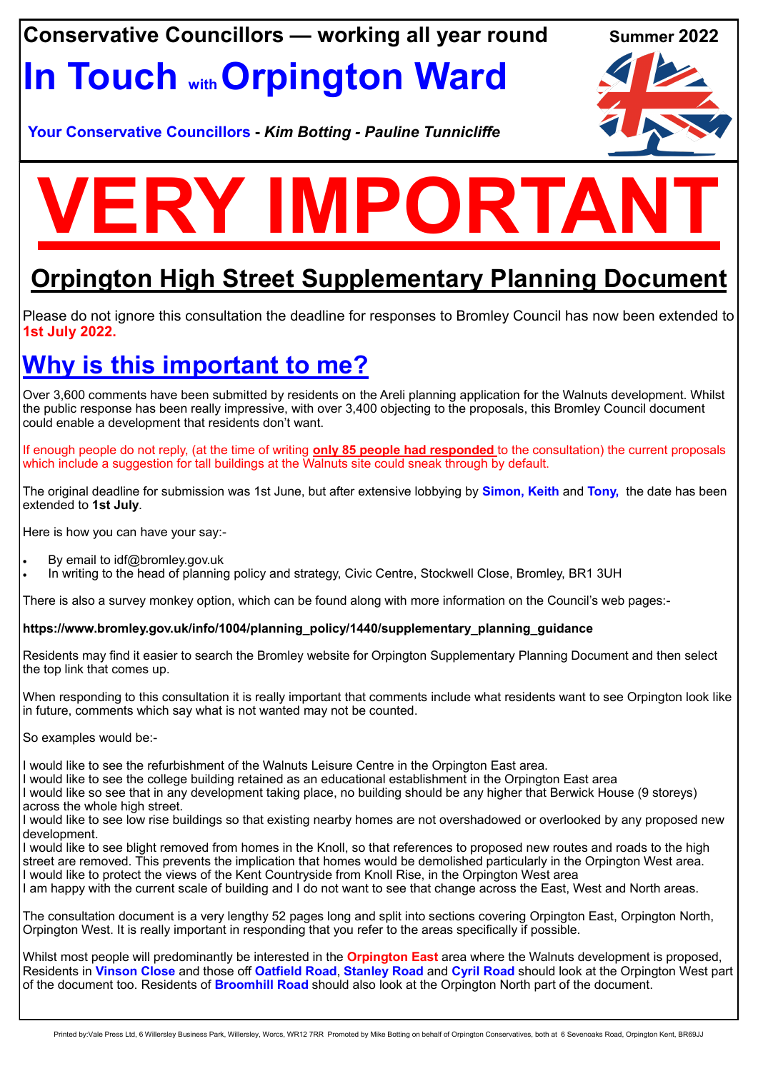# Conservative Councillors — working all year round

**Summer 2022**

# In Touch with Orpington Ward

**Your Conservative Councillors** - ***Kim Botting - Pauline Tunnicliffe***

# VERY IMPORTANT

## Orpington High Street Supplementary Planning Document

Please do not ignore this consultation the deadline for responses to Bromley Council has now been extended to **1st July 2022.**

## Why is this important to me?

Over 3,600 comments have been submitted by residents on the Areli planning application for the Walnuts development. Whilst the public response has been really impressive, with over 3,400 objecting to the proposals, this Bromley Council document could enable a development that residents don't want.

If enough people do not reply, (at the time of writing **only 85 people had responded** to the consultation) the current proposals which include a suggestion for tall buildings at the Walnuts site could sneak through by default.

The original deadline for submission was 1st June, but after extensive lobbying by **Simon, Keith** and **Tony,** the date has been extended to **1st July**.

Here is how you can have your say:-

- By email to idf@bromley.gov.uk
- In writing to the head of planning policy and strategy, Civic Centre, Stockwell Close, Bromley, BR1 3UH

There is also a survey monkey option, which can be found along with more information on the Council's web pages:-

**https://www.bromley.gov.uk/info/1004/planning_policy/1440/supplementary_planning_guidance**

Residents may find it easier to search the Bromley website for Orpington Supplementary Planning Document and then select the top link that comes up.

When responding to this consultation it is really important that comments include what residents want to see Orpington look like in future, comments which say what is not wanted may not be counted.

So examples would be:-

I would like to see the refurbishment of the Walnuts Leisure Centre in the Orpington East area.
I would like to see the college building retained as an educational establishment in the Orpington East area
I would like so see that in any development taking place, no building should be any higher that Berwick House (9 storeys) across the whole high street.
I would like to see low rise buildings so that existing nearby homes are not overshadowed or overlooked by any proposed new development.
I would like to see blight removed from homes in the Knoll, so that references to proposed new routes and roads to the high street are removed. This prevents the implication that homes would be demolished particularly in the Orpington West area.
I would like to protect the views of the Kent Countryside from Knoll Rise, in the Orpington West area
I am happy with the current scale of building and I do not want to see that change across the East, West and North areas.

The consultation document is a very lengthy 52 pages long and split into sections covering Orpington East, Orpington North, Orpington West. It is really important in responding that you refer to the areas specifically if possible.

Whilst most people will predominantly be interested in the **Orpington East** area where the Walnuts development is proposed, Residents in **Vinson Close** and those off **Oatfield Road**, **Stanley Road** and **Cyril Road** should look at the Orpington West part of the document too. Residents of **Broomhill Road** should also look at the Orpington North part of the document.

Printed by:Vale Press Ltd, 6 Willersley Business Park, Willersley, Worcs, WR12 7RR Promoted by Mike Botting on behalf of Orpington Conservatives, both at 6 Sevenoaks Road, Orpington Kent, BR69JJ